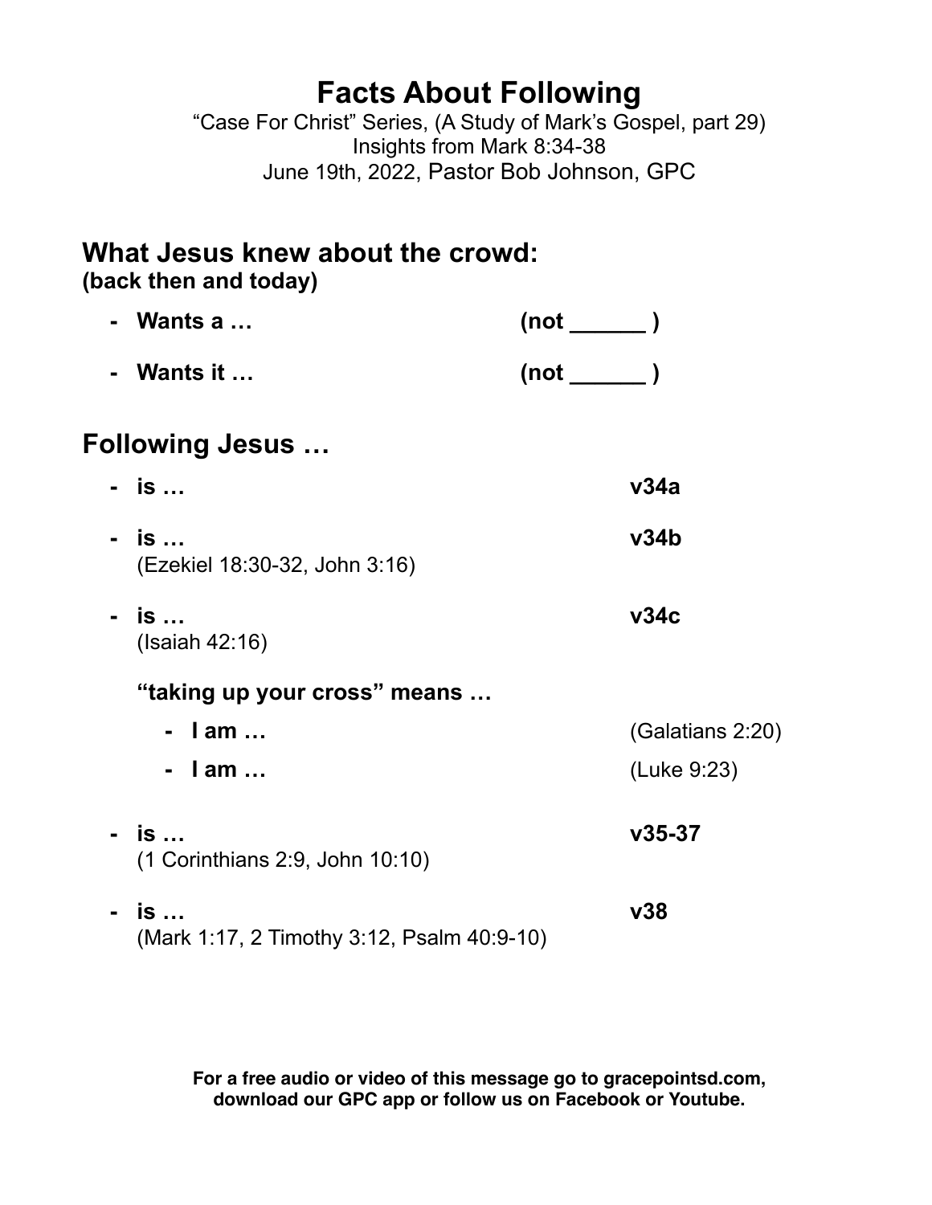# Facts About Following

"Case For Christ" Series, (A Study of Mark's Gospel, part 29)
Insights from Mark 8:34-38
June 19th, 2022, Pastor Bob Johnson, GPC

## What Jesus knew about the crowd:
**(back then and today)**

- **Wants a …** **(not ______ )**
- **Wants it …** **(not ______ )**

## Following Jesus …

- **is …** **v34a**
- **is …** **v34b**
  (Ezekiel 18:30-32, John 3:16)
- **is …** **v34c**
  (Isaiah 42:16)

  **"taking up your cross" means …**

  - **I am …** (Galatians 2:20)
  - **I am …** (Luke 9:23)

- **is …** **v35-37**
  (1 Corinthians 2:9, John 10:10)
- **is …** **v38**
  (Mark 1:17, 2 Timothy 3:12, Psalm 40:9-10)

**For a free audio or video of this message go to gracepointsd.com, download our GPC app or follow us on Facebook or Youtube.**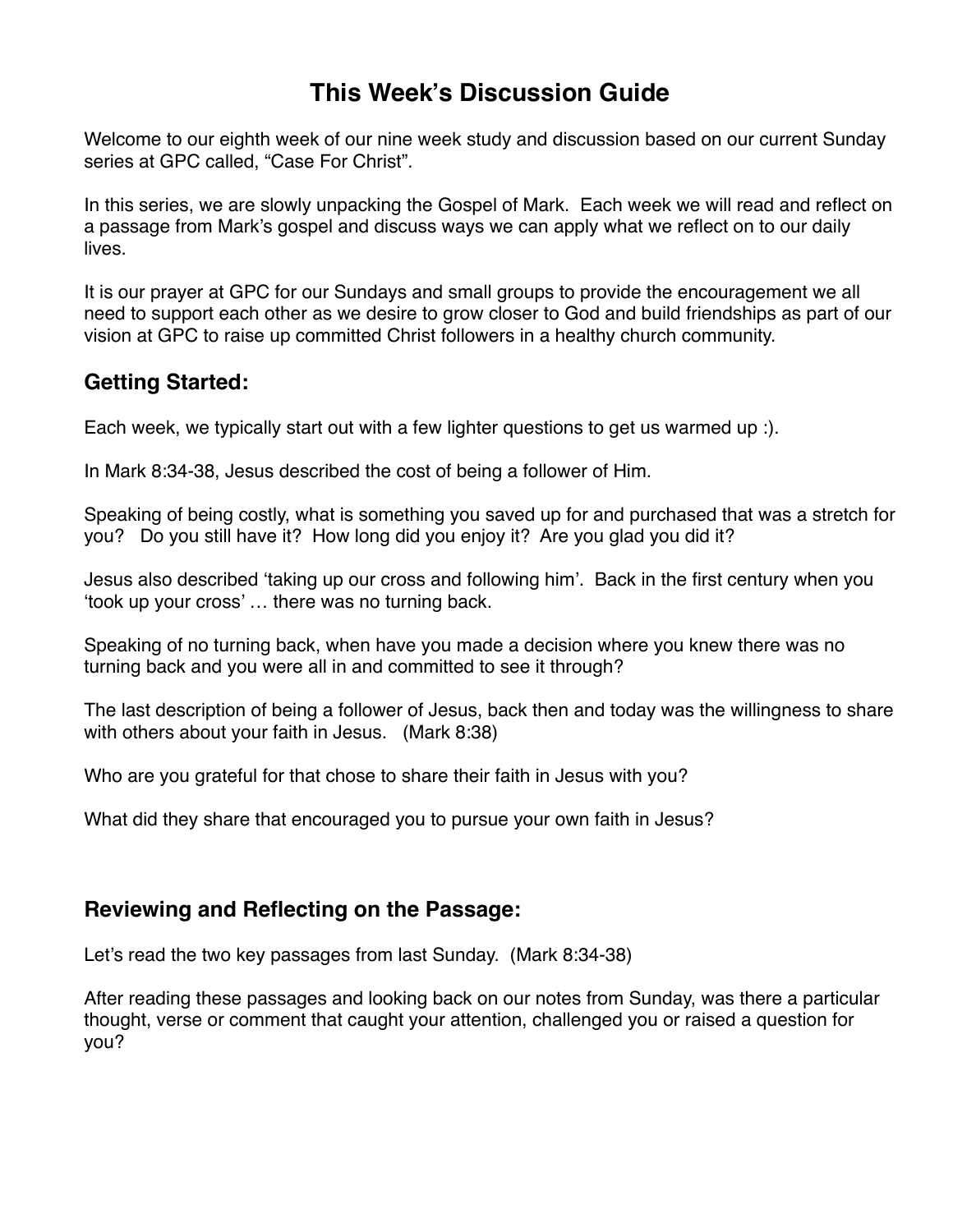# This Week's Discussion Guide

Welcome to our eighth week of our nine week study and discussion based on our current Sunday series at GPC called, "Case For Christ".

In this series, we are slowly unpacking the Gospel of Mark. Each week we will read and reflect on a passage from Mark's gospel and discuss ways we can apply what we reflect on to our daily lives.

It is our prayer at GPC for our Sundays and small groups to provide the encouragement we all need to support each other as we desire to grow closer to God and build friendships as part of our vision at GPC to raise up committed Christ followers in a healthy church community.

## Getting Started:

Each week, we typically start out with a few lighter questions to get us warmed up :).

In Mark 8:34-38, Jesus described the cost of being a follower of Him.

Speaking of being costly, what is something you saved up for and purchased that was a stretch for you? Do you still have it? How long did you enjoy it? Are you glad you did it?

Jesus also described 'taking up our cross and following him'. Back in the first century when you 'took up your cross' … there was no turning back.

Speaking of no turning back, when have you made a decision where you knew there was no turning back and you were all in and committed to see it through?

The last description of being a follower of Jesus, back then and today was the willingness to share with others about your faith in Jesus. (Mark 8:38)

Who are you grateful for that chose to share their faith in Jesus with you?

What did they share that encouraged you to pursue your own faith in Jesus?

## Reviewing and Reflecting on the Passage:

Let's read the two key passages from last Sunday. (Mark 8:34-38)

After reading these passages and looking back on our notes from Sunday, was there a particular thought, verse or comment that caught your attention, challenged you or raised a question for you?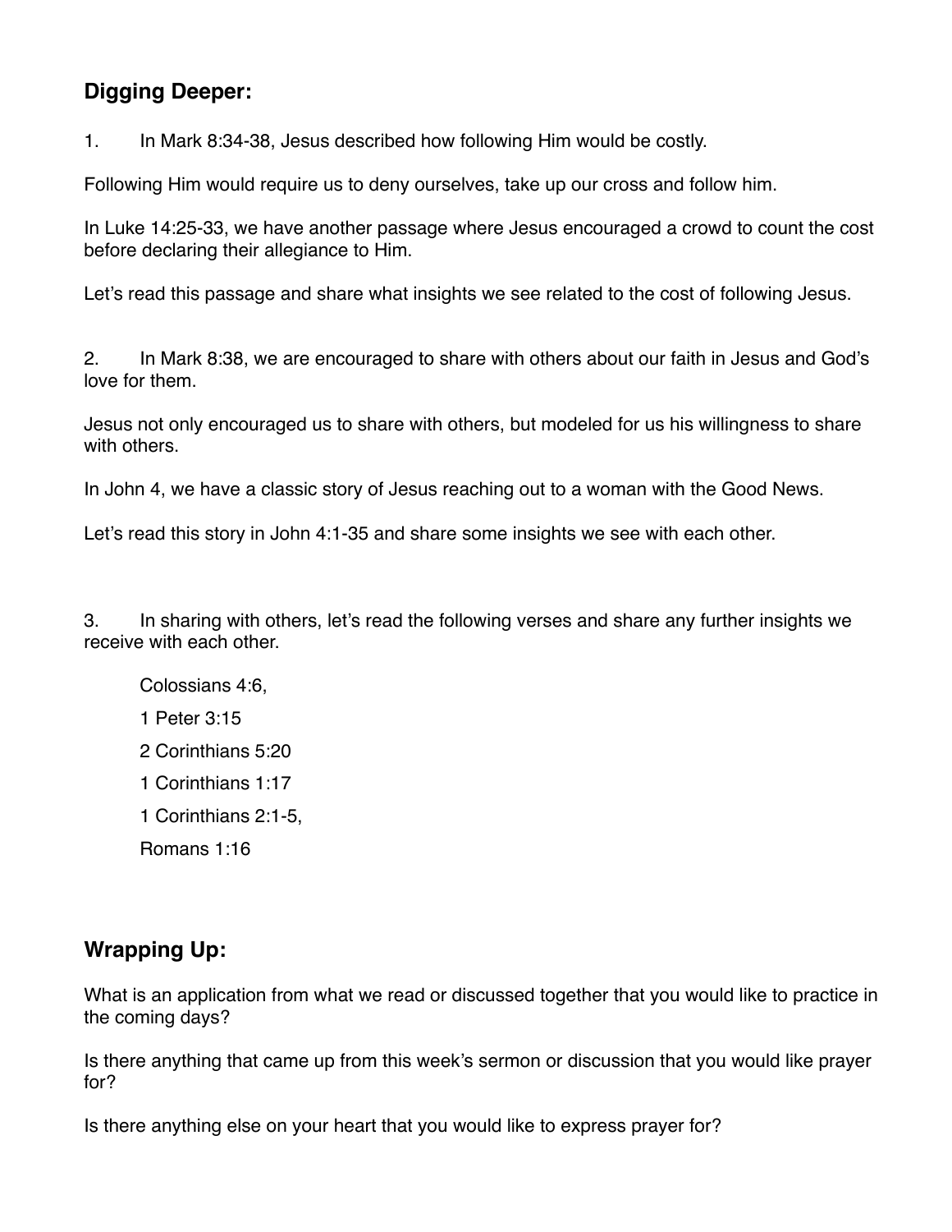## Digging Deeper:

1. In Mark 8:34-38, Jesus described how following Him would be costly.

Following Him would require us to deny ourselves, take up our cross and follow him.

In Luke 14:25-33, we have another passage where Jesus encouraged a crowd to count the cost before declaring their allegiance to Him.

Let's read this passage and share what insights we see related to the cost of following Jesus.

2. In Mark 8:38, we are encouraged to share with others about our faith in Jesus and God's love for them.

Jesus not only encouraged us to share with others, but modeled for us his willingness to share with others.

In John 4, we have a classic story of Jesus reaching out to a woman with the Good News.

Let's read this story in John 4:1-35 and share some insights we see with each other.

3. In sharing with others, let's read the following verses and share any further insights we receive with each other.

Colossians 4:6,

1 Peter 3:15

2 Corinthians 5:20

1 Corinthians 1:17

1 Corinthians 2:1-5,

Romans 1:16

## Wrapping Up:

What is an application from what we read or discussed together that you would like to practice in the coming days?

Is there anything that came up from this week's sermon or discussion that you would like prayer for?

Is there anything else on your heart that you would like to express prayer for?